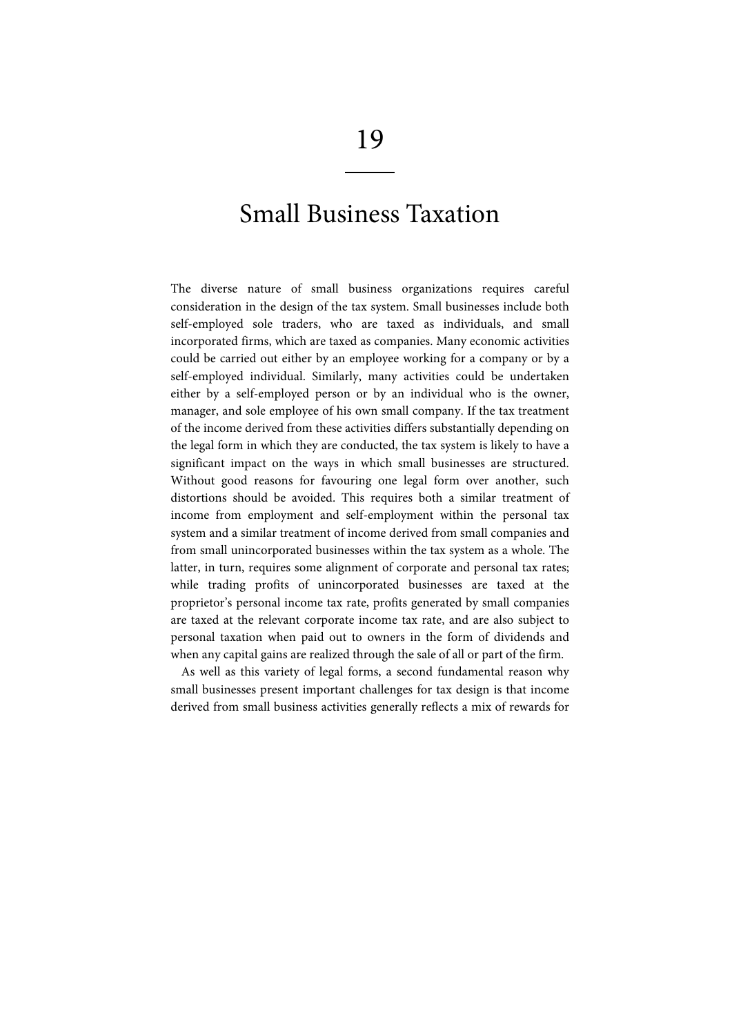# 19

## Small Business Taxation

The diverse nature of small business organizations requires careful consideration in the design of the tax system. Small businesses include both self-employed sole traders, who are taxed as individuals, and small incorporated firms, which are taxed as companies. Many economic activities could be carried out either by an employee working for a company or by a self-employed individual. Similarly, many activities could be undertaken either by a self-employed person or by an individual who is the owner, manager, and sole employee of his own small company. If the tax treatment of the income derived from these activities differs substantially depending on the legal form in which they are conducted, the tax system is likely to have a significant impact on the ways in which small businesses are structured. Without good reasons for favouring one legal form over another, such distortions should be avoided. This requires both a similar treatment of income from employment and self-employment within the personal tax system and a similar treatment of income derived from small companies and from small unincorporated businesses within the tax system as a whole. The latter, in turn, requires some alignment of corporate and personal tax rates; while trading profits of unincorporated businesses are taxed at the proprietor's personal income tax rate, profits generated by small companies are taxed at the relevant corporate income tax rate, and are also subject to personal taxation when paid out to owners in the form of dividends and when any capital gains are realized through the sale of all or part of the firm.

As well as this variety of legal forms, a second fundamental reason why small businesses present important challenges for tax design is that income derived from small business activities generally reflects a mix of rewards for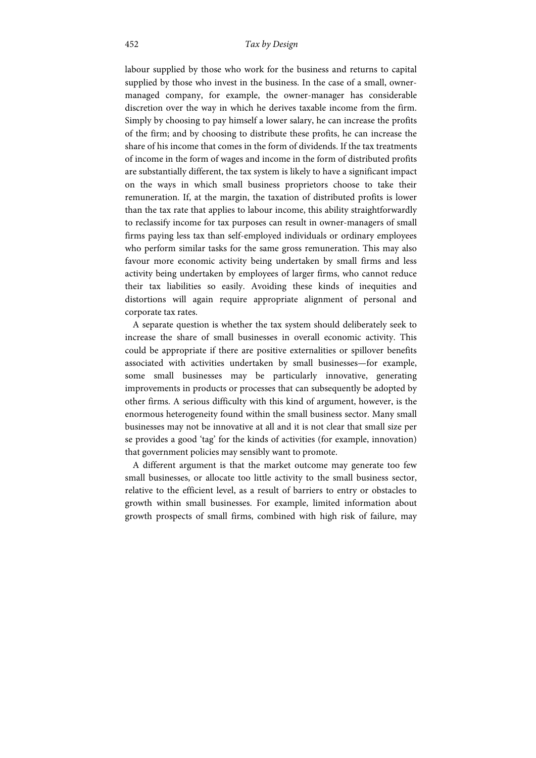labour supplied by those who work for the business and returns to capital supplied by those who invest in the business. In the case of a small, owner-managed company, for example, the owner-manager has considerable discretion over the way in which he derives taxable income from the firm. Simply by choosing to pay himself a lower salary, he can increase the profits of the firm; and by choosing to distribute these profits, he can increase the share of his income that comes in the form of dividends. If the tax treatments of income in the form of wages and income in the form of distributed profits are substantially different, the tax system is likely to have a significant impact on the ways in which small business proprietors choose to take their remuneration. If, at the margin, the taxation of distributed profits is lower than the tax rate that applies to labour income, this ability straightforwardly to reclassify income for tax purposes can result in owner-managers of small firms paying less tax than self-employed individuals or ordinary employees who perform similar tasks for the same gross remuneration. This may also favour more economic activity being undertaken by small firms and less activity being undertaken by employees of larger firms, who cannot reduce their tax liabilities so easily. Avoiding these kinds of inequities and distortions will again require appropriate alignment of personal and corporate tax rates.

A separate question is whether the tax system should deliberately seek to increase the share of small businesses in overall economic activity. This could be appropriate if there are positive externalities or spillover benefits associated with activities undertaken by small businesses—for example, some small businesses may be particularly innovative, generating improvements in products or processes that can subsequently be adopted by other firms. A serious difficulty with this kind of argument, however, is the enormous heterogeneity found within the small business sector. Many small businesses may not be innovative at all and it is not clear that small size per se provides a good 'tag' for the kinds of activities (for example, innovation) that government policies may sensibly want to promote.

A different argument is that the market outcome may generate too few small businesses, or allocate too little activity to the small business sector, relative to the efficient level, as a result of barriers to entry or obstacles to growth within small businesses. For example, limited information about growth prospects of small firms, combined with high risk of failure, may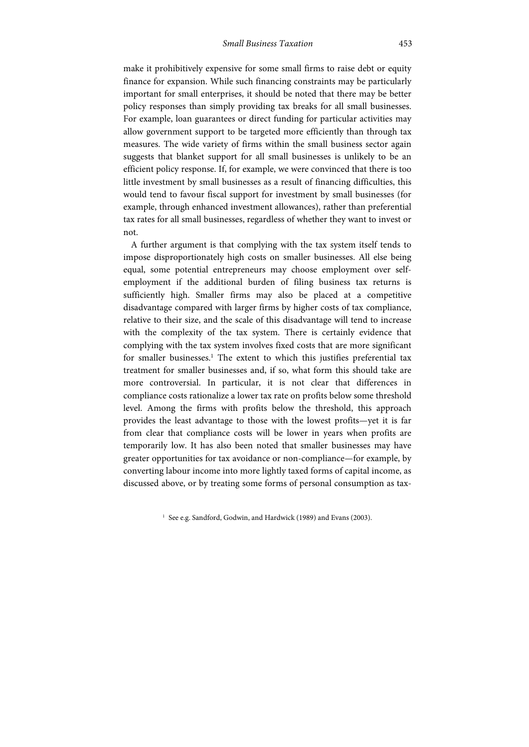make it prohibitively expensive for some small firms to raise debt or equity finance for expansion. While such financing constraints may be particularly important for small enterprises, it should be noted that there may be better policy responses than simply providing tax breaks for all small businesses. For example, loan guarantees or direct funding for particular activities may allow government support to be targeted more efficiently than through tax measures. The wide variety of firms within the small business sector again suggests that blanket support for all small businesses is unlikely to be an efficient policy response. If, for example, we were convinced that there is too little investment by small businesses as a result of financing difficulties, this would tend to favour fiscal support for investment by small businesses (for example, through enhanced investment allowances), rather than preferential tax rates for all small businesses, regardless of whether they want to invest or not.

A further argument is that complying with the tax system itself tends to impose disproportionately high costs on smaller businesses. All else being equal, some potential entrepreneurs may choose employment over self-employment if the additional burden of filing business tax returns is sufficiently high. Smaller firms may also be placed at a competitive disadvantage compared with larger firms by higher costs of tax compliance, relative to their size, and the scale of this disadvantage will tend to increase with the complexity of the tax system. There is certainly evidence that complying with the tax system involves fixed costs that are more significant for smaller businesses.[1] The extent to which this justifies preferential tax treatment for smaller businesses and, if so, what form this should take are more controversial. In particular, it is not clear that differences in compliance costs rationalize a lower tax rate on profits below some threshold level. Among the firms with profits below the threshold, this approach provides the least advantage to those with the lowest profits—yet it is far from clear that compliance costs will be lower in years when profits are temporarily low. It has also been noted that smaller businesses may have greater opportunities for tax avoidance or non-compliance—for example, by converting labour income into more lightly taxed forms of capital income, as discussed above, or by treating some forms of personal consumption as tax-

[1] See e.g. Sandford, Godwin, and Hardwick (1989) and Evans (2003).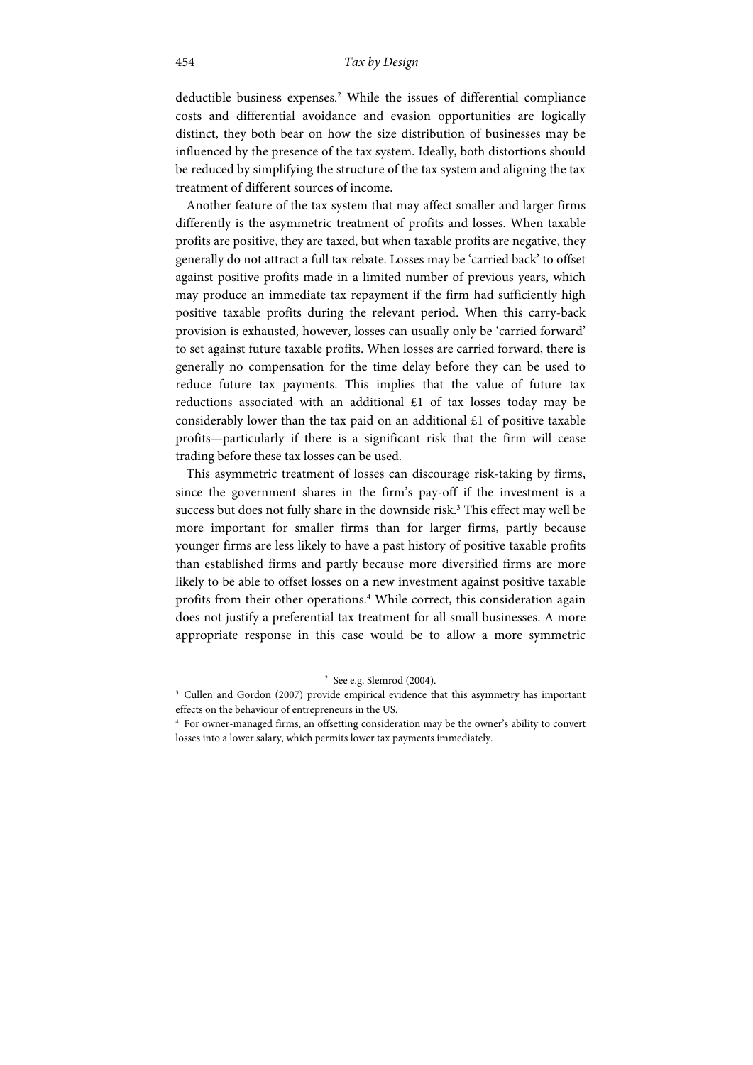deductible business expenses.[2] While the issues of differential compliance costs and differential avoidance and evasion opportunities are logically distinct, they both bear on how the size distribution of businesses may be influenced by the presence of the tax system. Ideally, both distortions should be reduced by simplifying the structure of the tax system and aligning the tax treatment of different sources of income.

Another feature of the tax system that may affect smaller and larger firms differently is the asymmetric treatment of profits and losses. When taxable profits are positive, they are taxed, but when taxable profits are negative, they generally do not attract a full tax rebate. Losses may be 'carried back' to offset against positive profits made in a limited number of previous years, which may produce an immediate tax repayment if the firm had sufficiently high positive taxable profits during the relevant period. When this carry-back provision is exhausted, however, losses can usually only be 'carried forward' to set against future taxable profits. When losses are carried forward, there is generally no compensation for the time delay before they can be used to reduce future tax payments. This implies that the value of future tax reductions associated with an additional £1 of tax losses today may be considerably lower than the tax paid on an additional £1 of positive taxable profits—particularly if there is a significant risk that the firm will cease trading before these tax losses can be used.

This asymmetric treatment of losses can discourage risk-taking by firms, since the government shares in the firm's pay-off if the investment is a success but does not fully share in the downside risk.[3] This effect may well be more important for smaller firms than for larger firms, partly because younger firms are less likely to have a past history of positive taxable profits than established firms and partly because more diversified firms are more likely to be able to offset losses on a new investment against positive taxable profits from their other operations.[4] While correct, this consideration again does not justify a preferential tax treatment for all small businesses. A more appropriate response in this case would be to allow a more symmetric

[2] See e.g. Slemrod (2004).

[3] Cullen and Gordon (2007) provide empirical evidence that this asymmetry has important effects on the behaviour of entrepreneurs in the US.

[4] For owner-managed firms, an offsetting consideration may be the owner's ability to convert losses into a lower salary, which permits lower tax payments immediately.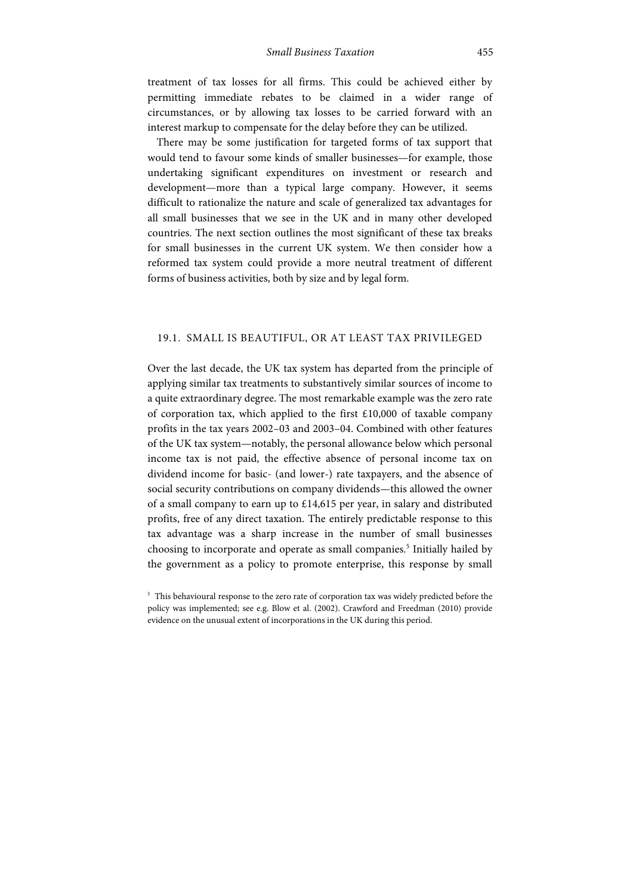treatment of tax losses for all firms. This could be achieved either by permitting immediate rebates to be claimed in a wider range of circumstances, or by allowing tax losses to be carried forward with an interest markup to compensate for the delay before they can be utilized.

There may be some justification for targeted forms of tax support that would tend to favour some kinds of smaller businesses—for example, those undertaking significant expenditures on investment or research and development—more than a typical large company. However, it seems difficult to rationalize the nature and scale of generalized tax advantages for all small businesses that we see in the UK and in many other developed countries. The next section outlines the most significant of these tax breaks for small businesses in the current UK system. We then consider how a reformed tax system could provide a more neutral treatment of different forms of business activities, both by size and by legal form.

## 19.1. SMALL IS BEAUTIFUL, OR AT LEAST TAX PRIVILEGED

Over the last decade, the UK tax system has departed from the principle of applying similar tax treatments to substantively similar sources of income to a quite extraordinary degree. The most remarkable example was the zero rate of corporation tax, which applied to the first £10,000 of taxable company profits in the tax years 2002–03 and 2003–04. Combined with other features of the UK tax system—notably, the personal allowance below which personal income tax is not paid, the effective absence of personal income tax on dividend income for basic- (and lower-) rate taxpayers, and the absence of social security contributions on company dividends—this allowed the owner of a small company to earn up to £14,615 per year, in salary and distributed profits, free of any direct taxation. The entirely predictable response to this tax advantage was a sharp increase in the number of small businesses choosing to incorporate and operate as small companies.[5] Initially hailed by the government as a policy to promote enterprise, this response by small

[5] This behavioural response to the zero rate of corporation tax was widely predicted before the policy was implemented; see e.g. Blow et al. (2002). Crawford and Freedman (2010) provide evidence on the unusual extent of incorporations in the UK during this period.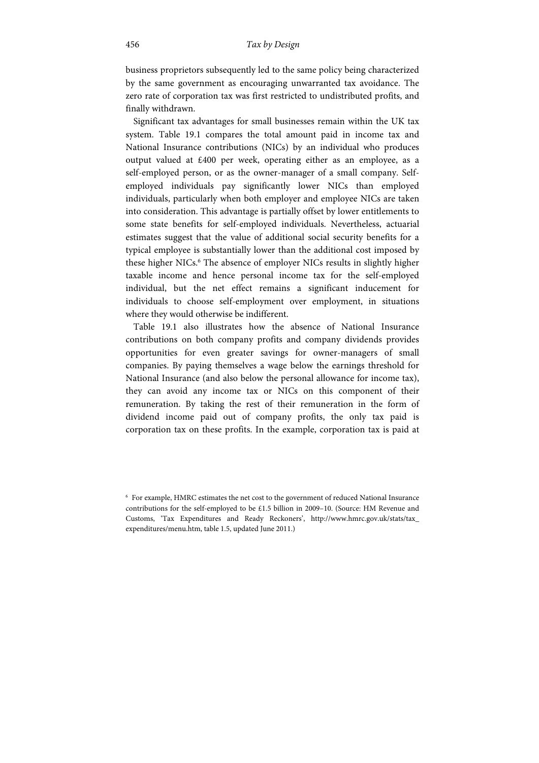business proprietors subsequently led to the same policy being characterized by the same government as encouraging unwarranted tax avoidance. The zero rate of corporation tax was first restricted to undistributed profits, and finally withdrawn.

Significant tax advantages for small businesses remain within the UK tax system. Table 19.1 compares the total amount paid in income tax and National Insurance contributions (NICs) by an individual who produces output valued at £400 per week, operating either as an employee, as a self-employed person, or as the owner-manager of a small company. Self-employed individuals pay significantly lower NICs than employed individuals, particularly when both employer and employee NICs are taken into consideration. This advantage is partially offset by lower entitlements to some state benefits for self-employed individuals. Nevertheless, actuarial estimates suggest that the value of additional social security benefits for a typical employee is substantially lower than the additional cost imposed by these higher NICs.[6] The absence of employer NICs results in slightly higher taxable income and hence personal income tax for the self-employed individual, but the net effect remains a significant inducement for individuals to choose self-employment over employment, in situations where they would otherwise be indifferent.

Table 19.1 also illustrates how the absence of National Insurance contributions on both company profits and company dividends provides opportunities for even greater savings for owner-managers of small companies. By paying themselves a wage below the earnings threshold for National Insurance (and also below the personal allowance for income tax), they can avoid any income tax or NICs on this component of their remuneration. By taking the rest of their remuneration in the form of dividend income paid out of company profits, the only tax paid is corporation tax on these profits. In the example, corporation tax is paid at

[6] For example, HMRC estimates the net cost to the government of reduced National Insurance contributions for the self-employed to be £1.5 billion in 2009–10. (Source: HM Revenue and Customs, 'Tax Expenditures and Ready Reckoners', http://www.hmrc.gov.uk/stats/tax_expenditures/menu.htm, table 1.5, updated June 2011.)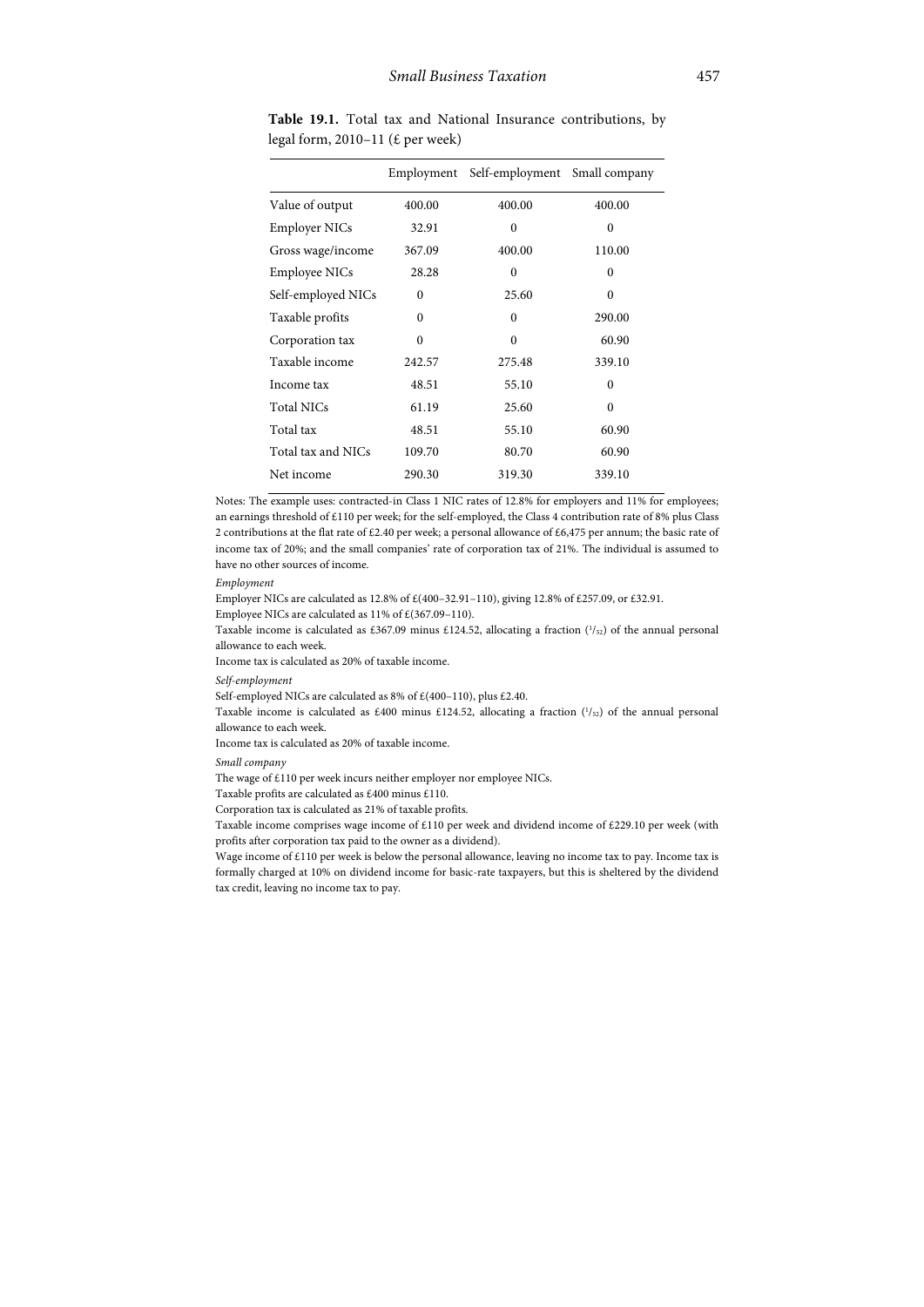**Table 19.1.** Total tax and National Insurance contributions, by legal form, 2010–11 (£ per week)

| | Employment | Self-employment | Small company |
|---|---|---|---|
| Value of output | 400.00 | 400.00 | 400.00 |
| Employer NICs | 32.91 | 0 | 0 |
| Gross wage/income | 367.09 | 400.00 | 110.00 |
| Employee NICs | 28.28 | 0 | 0 |
| Self-employed NICs | 0 | 25.60 | 0 |
| Taxable profits | 0 | 0 | 290.00 |
| Corporation tax | 0 | 0 | 60.90 |
| Taxable income | 242.57 | 275.48 | 339.10 |
| Income tax | 48.51 | 55.10 | 0 |
| Total NICs | 61.19 | 25.60 | 0 |
| Total tax | 48.51 | 55.10 | 60.90 |
| Total tax and NICs | 109.70 | 80.70 | 60.90 |
| Net income | 290.30 | 319.30 | 339.10 |

Notes: The example uses: contracted-in Class 1 NIC rates of 12.8% for employers and 11% for employees; an earnings threshold of £110 per week; for the self-employed, the Class 4 contribution rate of 8% plus Class 2 contributions at the flat rate of £2.40 per week; a personal allowance of £6,475 per annum; the basic rate of income tax of 20%; and the small companies' rate of corporation tax of 21%. The individual is assumed to have no other sources of income.

*Employment*

Employer NICs are calculated as 12.8% of £(400–32.91–110), giving 12.8% of £257.09, or £32.91.

Employee NICs are calculated as 11% of £(367.09–110).

Taxable income is calculated as £367.09 minus £124.52, allocating a fraction ($^1/_{52}$) of the annual personal allowance to each week.

Income tax is calculated as 20% of taxable income.

*Self-employment*

Self-employed NICs are calculated as 8% of £(400–110), plus £2.40.

Taxable income is calculated as £400 minus £124.52, allocating a fraction ($^1/_{52}$) of the annual personal allowance to each week.

Income tax is calculated as 20% of taxable income.

*Small company*

The wage of £110 per week incurs neither employer nor employee NICs.

Taxable profits are calculated as £400 minus £110.

Corporation tax is calculated as 21% of taxable profits.

Taxable income comprises wage income of £110 per week and dividend income of £229.10 per week (with profits after corporation tax paid to the owner as a dividend).

Wage income of £110 per week is below the personal allowance, leaving no income tax to pay. Income tax is formally charged at 10% on dividend income for basic-rate taxpayers, but this is sheltered by the dividend tax credit, leaving no income tax to pay.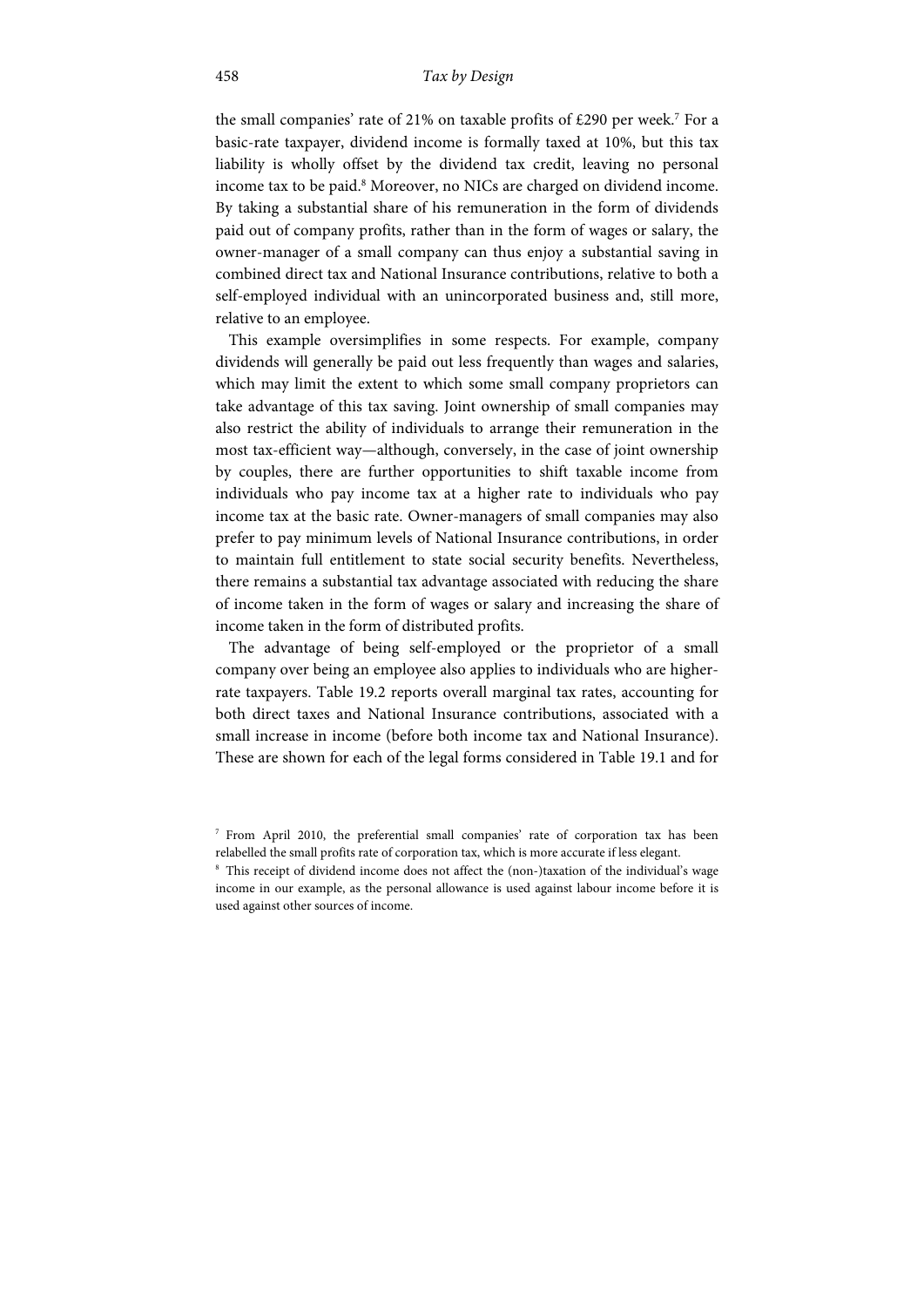the small companies' rate of 21% on taxable profits of £290 per week.[7] For a basic-rate taxpayer, dividend income is formally taxed at 10%, but this tax liability is wholly offset by the dividend tax credit, leaving no personal income tax to be paid.[8] Moreover, no NICs are charged on dividend income. By taking a substantial share of his remuneration in the form of dividends paid out of company profits, rather than in the form of wages or salary, the owner-manager of a small company can thus enjoy a substantial saving in combined direct tax and National Insurance contributions, relative to both a self-employed individual with an unincorporated business and, still more, relative to an employee.

This example oversimplifies in some respects. For example, company dividends will generally be paid out less frequently than wages and salaries, which may limit the extent to which some small company proprietors can take advantage of this tax saving. Joint ownership of small companies may also restrict the ability of individuals to arrange their remuneration in the most tax-efficient way—although, conversely, in the case of joint ownership by couples, there are further opportunities to shift taxable income from individuals who pay income tax at a higher rate to individuals who pay income tax at the basic rate. Owner-managers of small companies may also prefer to pay minimum levels of National Insurance contributions, in order to maintain full entitlement to state social security benefits. Nevertheless, there remains a substantial tax advantage associated with reducing the share of income taken in the form of wages or salary and increasing the share of income taken in the form of distributed profits.

The advantage of being self-employed or the proprietor of a small company over being an employee also applies to individuals who are higher-rate taxpayers. Table 19.2 reports overall marginal tax rates, accounting for both direct taxes and National Insurance contributions, associated with a small increase in income (before both income tax and National Insurance). These are shown for each of the legal forms considered in Table 19.1 and for

[7] From April 2010, the preferential small companies' rate of corporation tax has been relabelled the small profits rate of corporation tax, which is more accurate if less elegant.

[8] This receipt of dividend income does not affect the (non-)taxation of the individual's wage income in our example, as the personal allowance is used against labour income before it is used against other sources of income.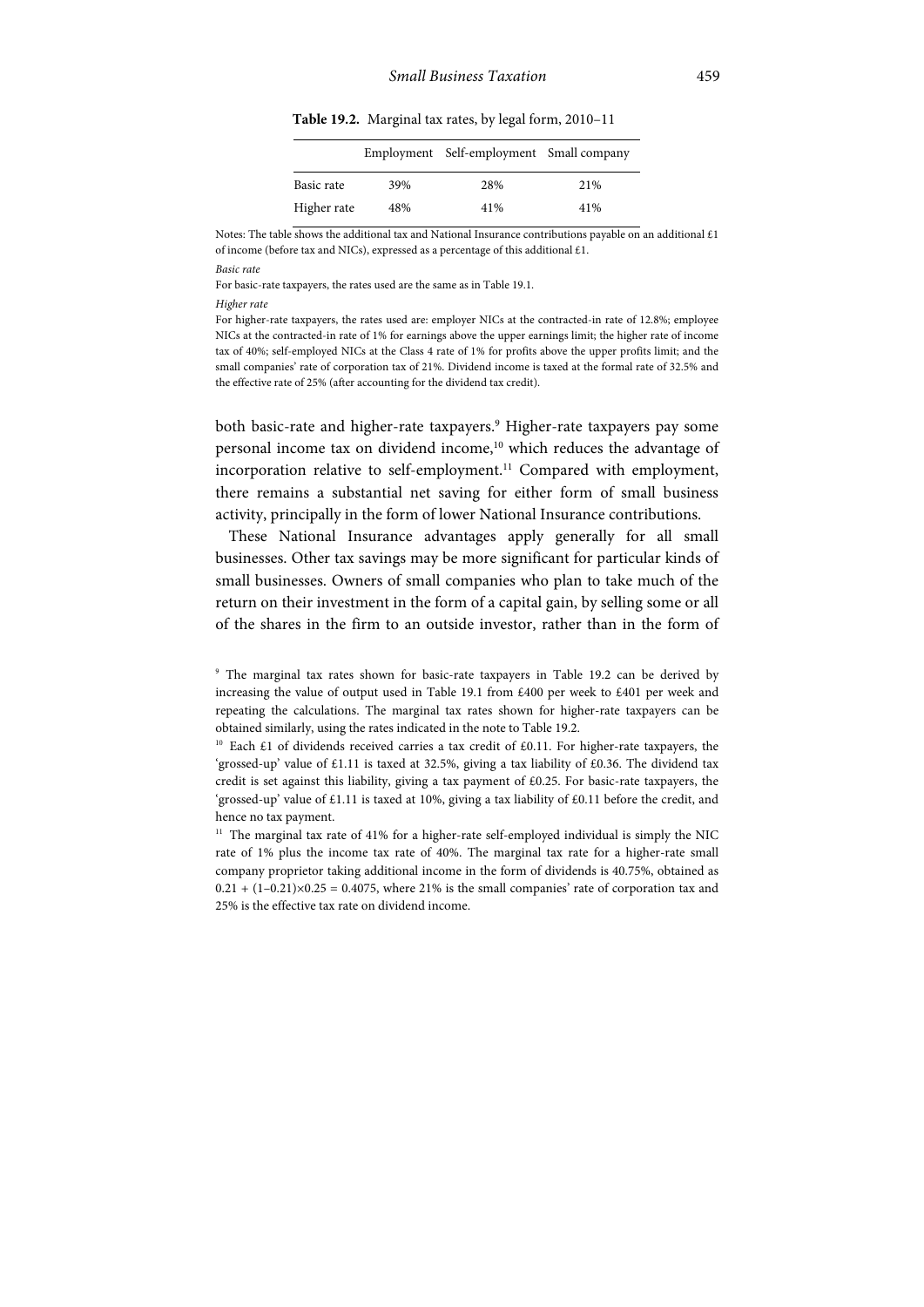**Table 19.2.** Marginal tax rates, by legal form, 2010–11

| | Employment | Self-employment | Small company |
|---|---|---|---|
| Basic rate | 39% | 28% | 21% |
| Higher rate | 48% | 41% | 41% |

Notes: The table shows the additional tax and National Insurance contributions payable on an additional £1 of income (before tax and NICs), expressed as a percentage of this additional £1.

*Basic rate*

For basic-rate taxpayers, the rates used are the same as in Table 19.1.

*Higher rate*

For higher-rate taxpayers, the rates used are: employer NICs at the contracted-in rate of 12.8%; employee NICs at the contracted-in rate of 1% for earnings above the upper earnings limit; the higher rate of income tax of 40%; self-employed NICs at the Class 4 rate of 1% for profits above the upper profits limit; and the small companies' rate of corporation tax of 21%. Dividend income is taxed at the formal rate of 32.5% and the effective rate of 25% (after accounting for the dividend tax credit).

both basic-rate and higher-rate taxpayers.[9] Higher-rate taxpayers pay some personal income tax on dividend income,[10] which reduces the advantage of incorporation relative to self-employment.[11] Compared with employment, there remains a substantial net saving for either form of small business activity, principally in the form of lower National Insurance contributions.

These National Insurance advantages apply generally for all small businesses. Other tax savings may be more significant for particular kinds of small businesses. Owners of small companies who plan to take much of the return on their investment in the form of a capital gain, by selling some or all of the shares in the firm to an outside investor, rather than in the form of

[9] The marginal tax rates shown for basic-rate taxpayers in Table 19.2 can be derived by increasing the value of output used in Table 19.1 from £400 per week to £401 per week and repeating the calculations. The marginal tax rates shown for higher-rate taxpayers can be obtained similarly, using the rates indicated in the note to Table 19.2.

[10] Each £1 of dividends received carries a tax credit of £0.11. For higher-rate taxpayers, the 'grossed-up' value of £1.11 is taxed at 32.5%, giving a tax liability of £0.36. The dividend tax credit is set against this liability, giving a tax payment of £0.25. For basic-rate taxpayers, the 'grossed-up' value of £1.11 is taxed at 10%, giving a tax liability of £0.11 before the credit, and hence no tax payment.

[11] The marginal tax rate of 41% for a higher-rate self-employed individual is simply the NIC rate of 1% plus the income tax rate of 40%. The marginal tax rate for a higher-rate small company proprietor taking additional income in the form of dividends is 40.75%, obtained as $0.21 + (1-0.21)\times0.25 = 0.4075$, where 21% is the small companies' rate of corporation tax and 25% is the effective tax rate on dividend income.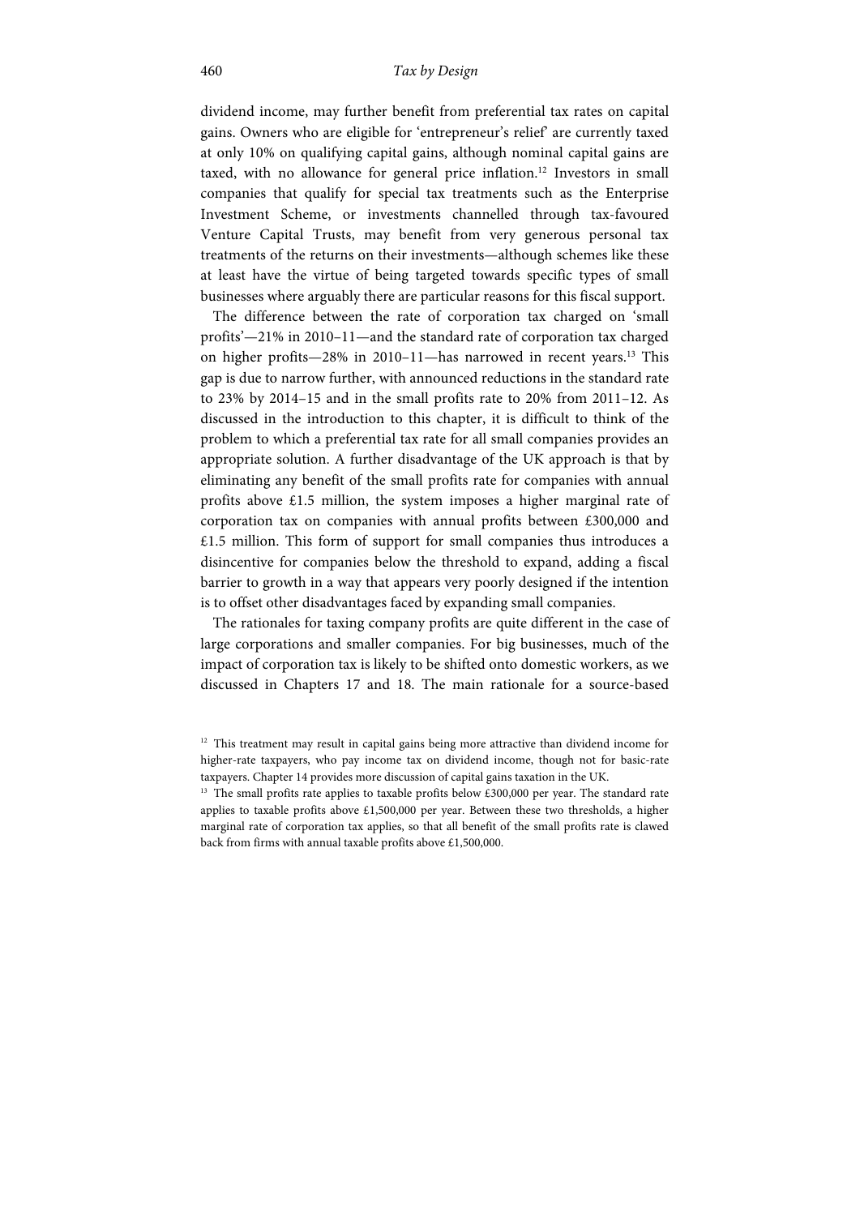dividend income, may further benefit from preferential tax rates on capital gains. Owners who are eligible for 'entrepreneur's relief' are currently taxed at only 10% on qualifying capital gains, although nominal capital gains are taxed, with no allowance for general price inflation.[12] Investors in small companies that qualify for special tax treatments such as the Enterprise Investment Scheme, or investments channelled through tax-favoured Venture Capital Trusts, may benefit from very generous personal tax treatments of the returns on their investments—although schemes like these at least have the virtue of being targeted towards specific types of small businesses where arguably there are particular reasons for this fiscal support.

The difference between the rate of corporation tax charged on 'small profits'—21% in 2010–11—and the standard rate of corporation tax charged on higher profits—28% in 2010–11—has narrowed in recent years.[13] This gap is due to narrow further, with announced reductions in the standard rate to 23% by 2014–15 and in the small profits rate to 20% from 2011–12. As discussed in the introduction to this chapter, it is difficult to think of the problem to which a preferential tax rate for all small companies provides an appropriate solution. A further disadvantage of the UK approach is that by eliminating any benefit of the small profits rate for companies with annual profits above £1.5 million, the system imposes a higher marginal rate of corporation tax on companies with annual profits between £300,000 and £1.5 million. This form of support for small companies thus introduces a disincentive for companies below the threshold to expand, adding a fiscal barrier to growth in a way that appears very poorly designed if the intention is to offset other disadvantages faced by expanding small companies.

The rationales for taxing company profits are quite different in the case of large corporations and smaller companies. For big businesses, much of the impact of corporation tax is likely to be shifted onto domestic workers, as we discussed in Chapters 17 and 18. The main rationale for a source-based

[12] This treatment may result in capital gains being more attractive than dividend income for higher-rate taxpayers, who pay income tax on dividend income, though not for basic-rate taxpayers. Chapter 14 provides more discussion of capital gains taxation in the UK.

[13] The small profits rate applies to taxable profits below £300,000 per year. The standard rate applies to taxable profits above £1,500,000 per year. Between these two thresholds, a higher marginal rate of corporation tax applies, so that all benefit of the small profits rate is clawed back from firms with annual taxable profits above £1,500,000.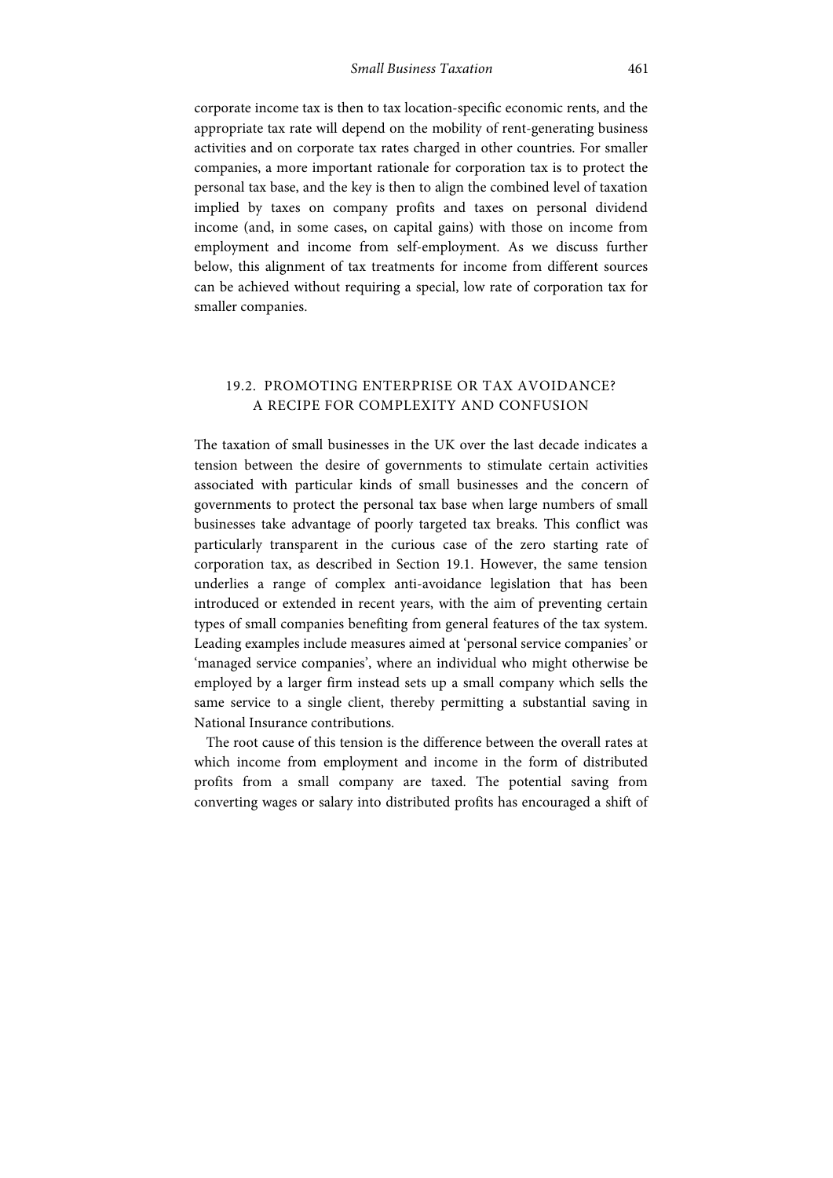corporate income tax is then to tax location-specific economic rents, and the appropriate tax rate will depend on the mobility of rent-generating business activities and on corporate tax rates charged in other countries. For smaller companies, a more important rationale for corporation tax is to protect the personal tax base, and the key is then to align the combined level of taxation implied by taxes on company profits and taxes on personal dividend income (and, in some cases, on capital gains) with those on income from employment and income from self-employment. As we discuss further below, this alignment of tax treatments for income from different sources can be achieved without requiring a special, low rate of corporation tax for smaller companies.

## 19.2. PROMOTING ENTERPRISE OR TAX AVOIDANCE? A RECIPE FOR COMPLEXITY AND CONFUSION

The taxation of small businesses in the UK over the last decade indicates a tension between the desire of governments to stimulate certain activities associated with particular kinds of small businesses and the concern of governments to protect the personal tax base when large numbers of small businesses take advantage of poorly targeted tax breaks. This conflict was particularly transparent in the curious case of the zero starting rate of corporation tax, as described in Section 19.1. However, the same tension underlies a range of complex anti-avoidance legislation that has been introduced or extended in recent years, with the aim of preventing certain types of small companies benefiting from general features of the tax system. Leading examples include measures aimed at 'personal service companies' or 'managed service companies', where an individual who might otherwise be employed by a larger firm instead sets up a small company which sells the same service to a single client, thereby permitting a substantial saving in National Insurance contributions.

The root cause of this tension is the difference between the overall rates at which income from employment and income in the form of distributed profits from a small company are taxed. The potential saving from converting wages or salary into distributed profits has encouraged a shift of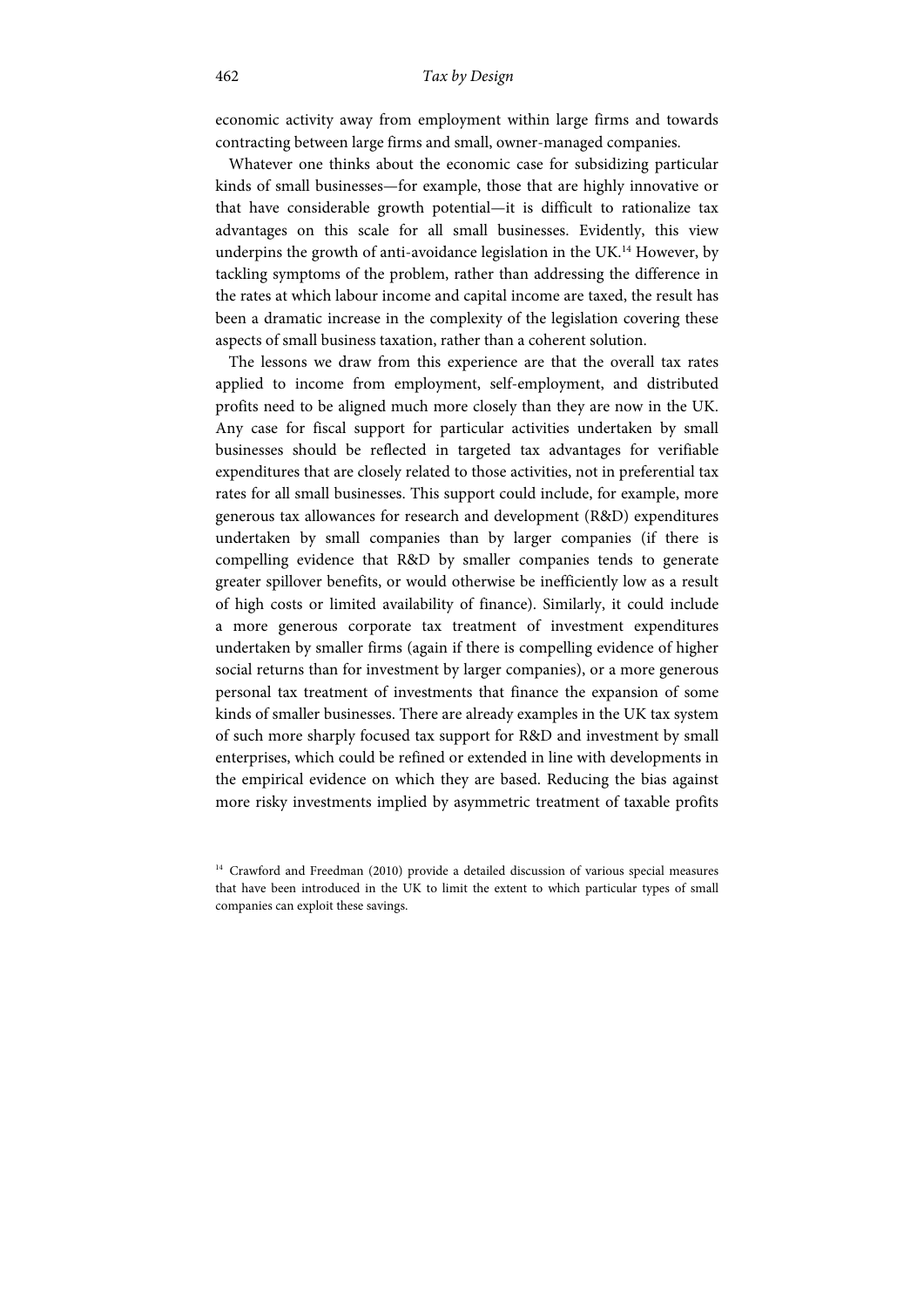economic activity away from employment within large firms and towards contracting between large firms and small, owner-managed companies.

Whatever one thinks about the economic case for subsidizing particular kinds of small businesses—for example, those that are highly innovative or that have considerable growth potential—it is difficult to rationalize tax advantages on this scale for all small businesses. Evidently, this view underpins the growth of anti-avoidance legislation in the UK.[14] However, by tackling symptoms of the problem, rather than addressing the difference in the rates at which labour income and capital income are taxed, the result has been a dramatic increase in the complexity of the legislation covering these aspects of small business taxation, rather than a coherent solution.

The lessons we draw from this experience are that the overall tax rates applied to income from employment, self-employment, and distributed profits need to be aligned much more closely than they are now in the UK. Any case for fiscal support for particular activities undertaken by small businesses should be reflected in targeted tax advantages for verifiable expenditures that are closely related to those activities, not in preferential tax rates for all small businesses. This support could include, for example, more generous tax allowances for research and development (R&D) expenditures undertaken by small companies than by larger companies (if there is compelling evidence that R&D by smaller companies tends to generate greater spillover benefits, or would otherwise be inefficiently low as a result of high costs or limited availability of finance). Similarly, it could include a more generous corporate tax treatment of investment expenditures undertaken by smaller firms (again if there is compelling evidence of higher social returns than for investment by larger companies), or a more generous personal tax treatment of investments that finance the expansion of some kinds of smaller businesses. There are already examples in the UK tax system of such more sharply focused tax support for R&D and investment by small enterprises, which could be refined or extended in line with developments in the empirical evidence on which they are based. Reducing the bias against more risky investments implied by asymmetric treatment of taxable profits

[14] Crawford and Freedman (2010) provide a detailed discussion of various special measures that have been introduced in the UK to limit the extent to which particular types of small companies can exploit these savings.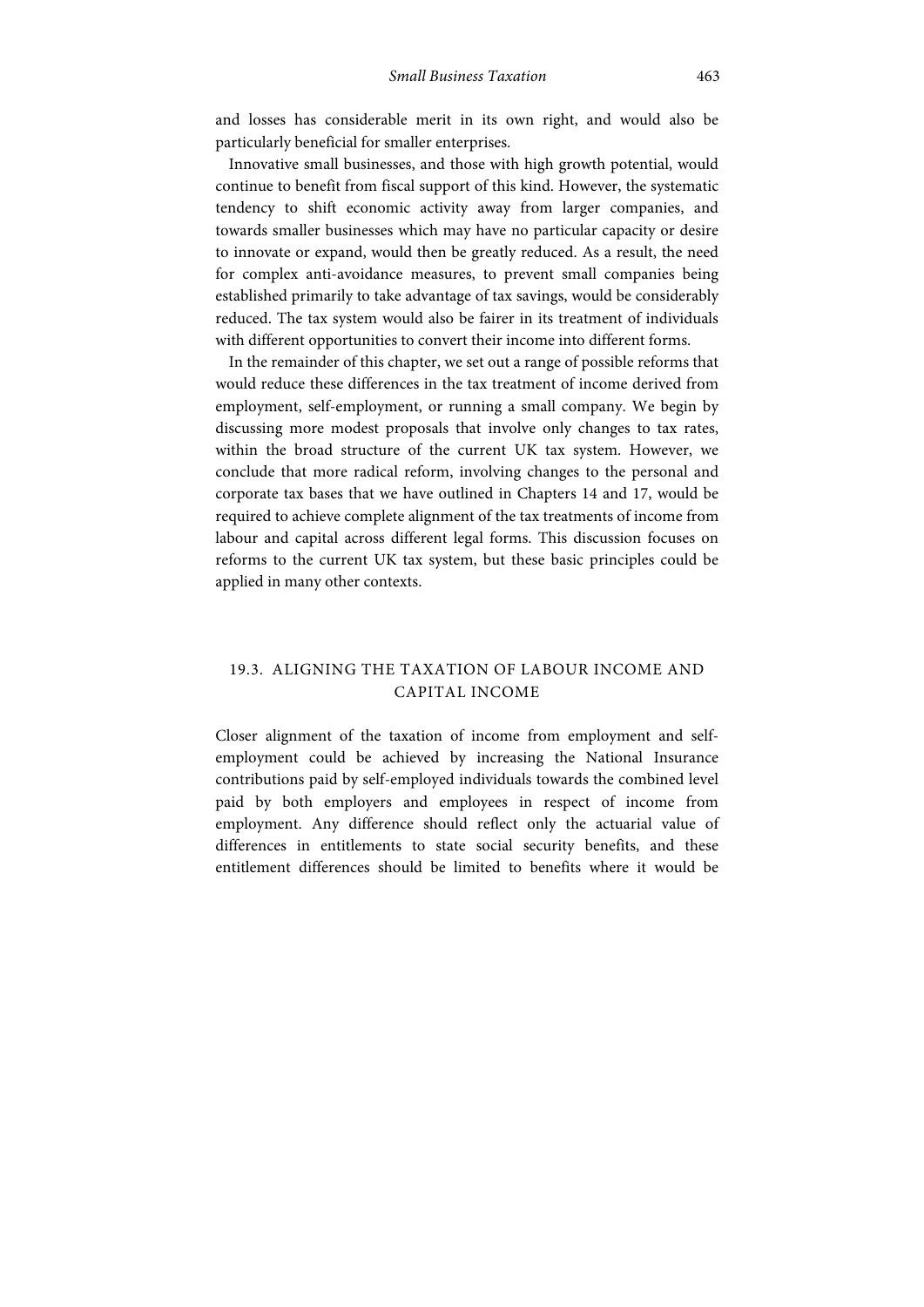and losses has considerable merit in its own right, and would also be particularly beneficial for smaller enterprises.

Innovative small businesses, and those with high growth potential, would continue to benefit from fiscal support of this kind. However, the systematic tendency to shift economic activity away from larger companies, and towards smaller businesses which may have no particular capacity or desire to innovate or expand, would then be greatly reduced. As a result, the need for complex anti-avoidance measures, to prevent small companies being established primarily to take advantage of tax savings, would be considerably reduced. The tax system would also be fairer in its treatment of individuals with different opportunities to convert their income into different forms.

In the remainder of this chapter, we set out a range of possible reforms that would reduce these differences in the tax treatment of income derived from employment, self-employment, or running a small company. We begin by discussing more modest proposals that involve only changes to tax rates, within the broad structure of the current UK tax system. However, we conclude that more radical reform, involving changes to the personal and corporate tax bases that we have outlined in Chapters 14 and 17, would be required to achieve complete alignment of the tax treatments of income from labour and capital across different legal forms. This discussion focuses on reforms to the current UK tax system, but these basic principles could be applied in many other contexts.

## 19.3. ALIGNING THE TAXATION OF LABOUR INCOME AND CAPITAL INCOME

Closer alignment of the taxation of income from employment and self-employment could be achieved by increasing the National Insurance contributions paid by self-employed individuals towards the combined level paid by both employers and employees in respect of income from employment. Any difference should reflect only the actuarial value of differences in entitlements to state social security benefits, and these entitlement differences should be limited to benefits where it would be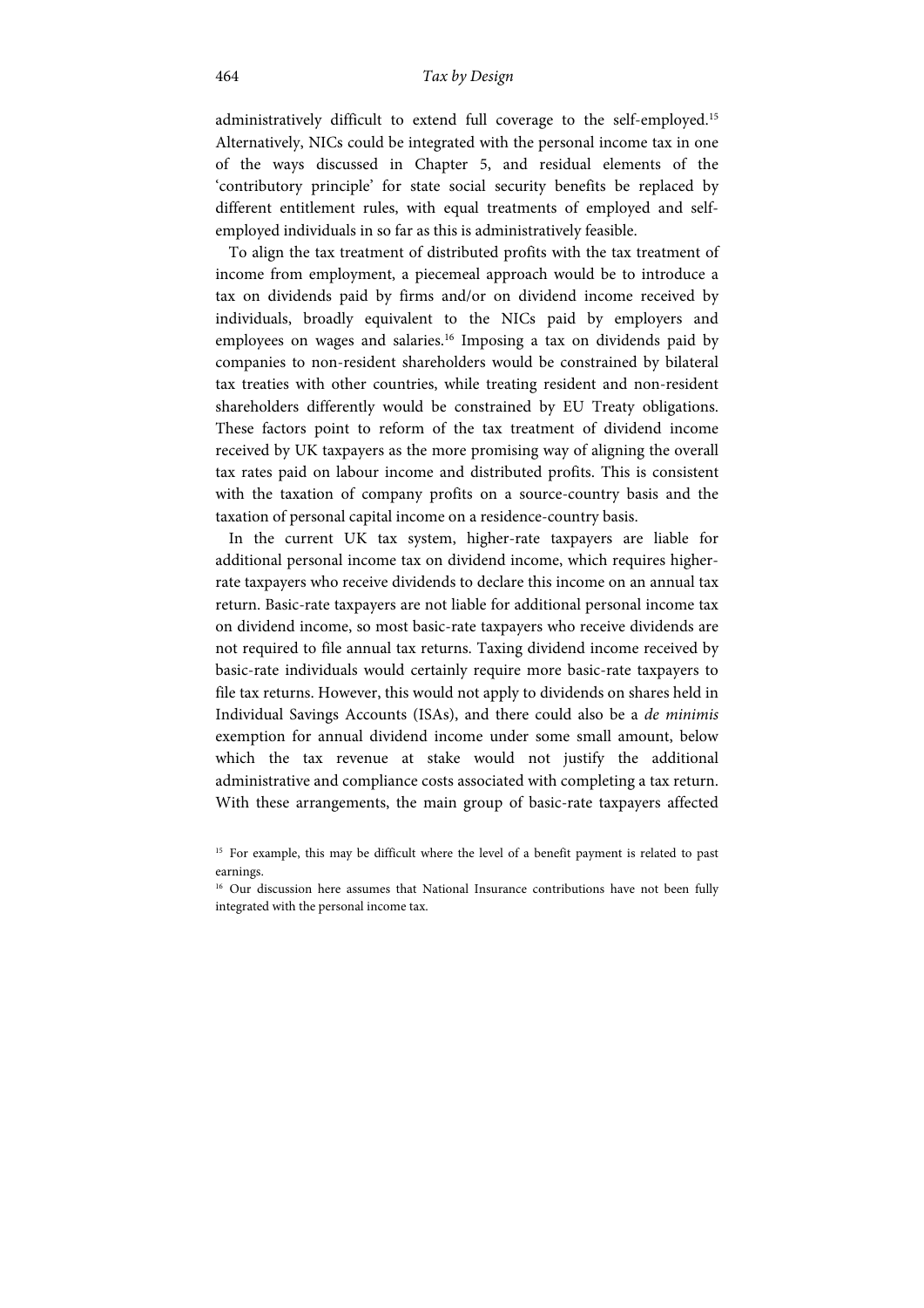administratively difficult to extend full coverage to the self-employed.[15] Alternatively, NICs could be integrated with the personal income tax in one of the ways discussed in Chapter 5, and residual elements of the 'contributory principle' for state social security benefits be replaced by different entitlement rules, with equal treatments of employed and self-employed individuals in so far as this is administratively feasible.

To align the tax treatment of distributed profits with the tax treatment of income from employment, a piecemeal approach would be to introduce a tax on dividends paid by firms and/or on dividend income received by individuals, broadly equivalent to the NICs paid by employers and employees on wages and salaries.[16] Imposing a tax on dividends paid by companies to non-resident shareholders would be constrained by bilateral tax treaties with other countries, while treating resident and non-resident shareholders differently would be constrained by EU Treaty obligations. These factors point to reform of the tax treatment of dividend income received by UK taxpayers as the more promising way of aligning the overall tax rates paid on labour income and distributed profits. This is consistent with the taxation of company profits on a source-country basis and the taxation of personal capital income on a residence-country basis.

In the current UK tax system, higher-rate taxpayers are liable for additional personal income tax on dividend income, which requires higher-rate taxpayers who receive dividends to declare this income on an annual tax return. Basic-rate taxpayers are not liable for additional personal income tax on dividend income, so most basic-rate taxpayers who receive dividends are not required to file annual tax returns. Taxing dividend income received by basic-rate individuals would certainly require more basic-rate taxpayers to file tax returns. However, this would not apply to dividends on shares held in Individual Savings Accounts (ISAs), and there could also be a *de minimis* exemption for annual dividend income under some small amount, below which the tax revenue at stake would not justify the additional administrative and compliance costs associated with completing a tax return. With these arrangements, the main group of basic-rate taxpayers affected

[15] For example, this may be difficult where the level of a benefit payment is related to past earnings.

[16] Our discussion here assumes that National Insurance contributions have not been fully integrated with the personal income tax.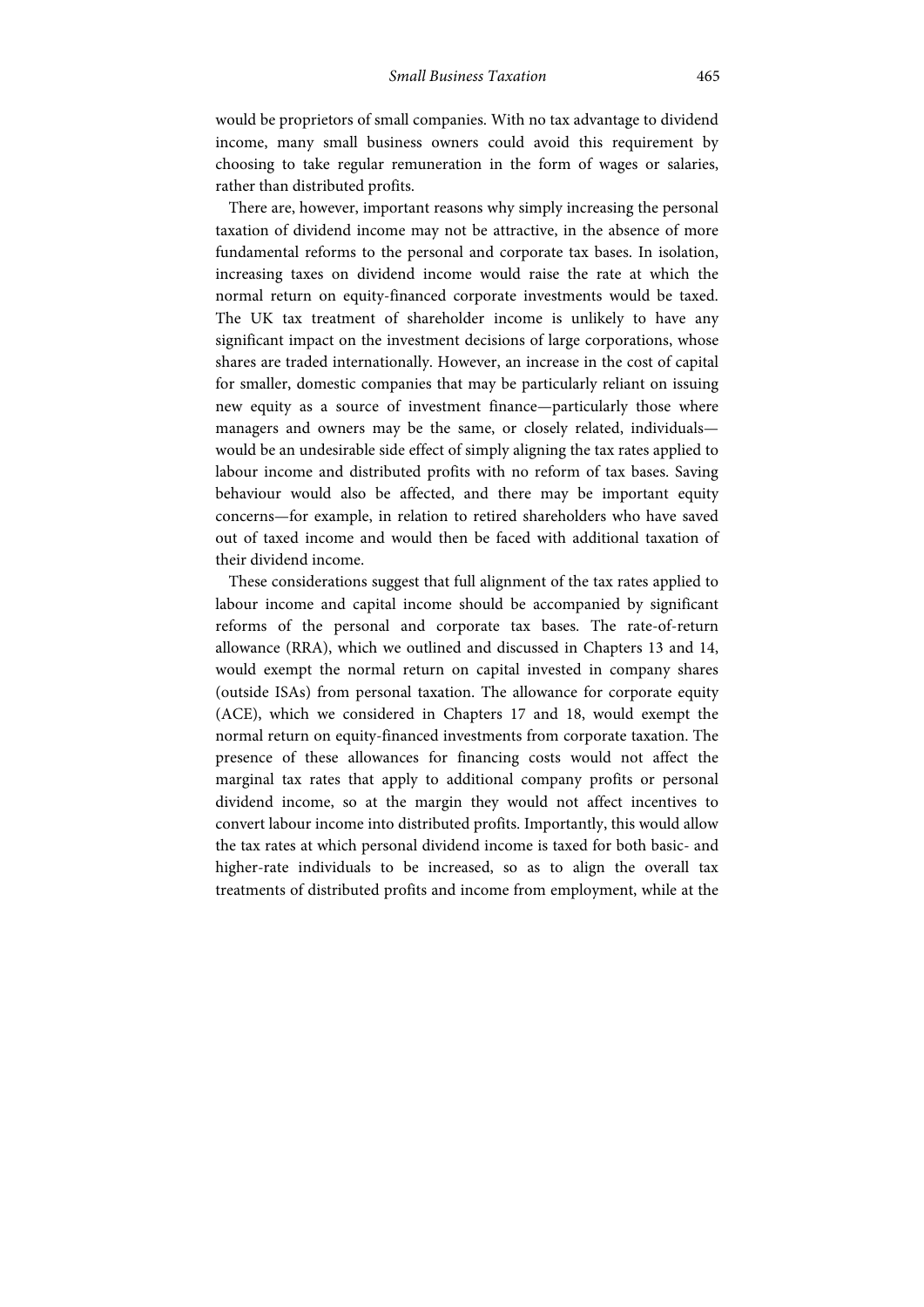would be proprietors of small companies. With no tax advantage to dividend income, many small business owners could avoid this requirement by choosing to take regular remuneration in the form of wages or salaries, rather than distributed profits.

There are, however, important reasons why simply increasing the personal taxation of dividend income may not be attractive, in the absence of more fundamental reforms to the personal and corporate tax bases. In isolation, increasing taxes on dividend income would raise the rate at which the normal return on equity-financed corporate investments would be taxed. The UK tax treatment of shareholder income is unlikely to have any significant impact on the investment decisions of large corporations, whose shares are traded internationally. However, an increase in the cost of capital for smaller, domestic companies that may be particularly reliant on issuing new equity as a source of investment finance—particularly those where managers and owners may be the same, or closely related, individuals—would be an undesirable side effect of simply aligning the tax rates applied to labour income and distributed profits with no reform of tax bases. Saving behaviour would also be affected, and there may be important equity concerns—for example, in relation to retired shareholders who have saved out of taxed income and would then be faced with additional taxation of their dividend income.

These considerations suggest that full alignment of the tax rates applied to labour income and capital income should be accompanied by significant reforms of the personal and corporate tax bases. The rate-of-return allowance (RRA), which we outlined and discussed in Chapters 13 and 14, would exempt the normal return on capital invested in company shares (outside ISAs) from personal taxation. The allowance for corporate equity (ACE), which we considered in Chapters 17 and 18, would exempt the normal return on equity-financed investments from corporate taxation. The presence of these allowances for financing costs would not affect the marginal tax rates that apply to additional company profits or personal dividend income, so at the margin they would not affect incentives to convert labour income into distributed profits. Importantly, this would allow the tax rates at which personal dividend income is taxed for both basic- and higher-rate individuals to be increased, so as to align the overall tax treatments of distributed profits and income from employment, while at the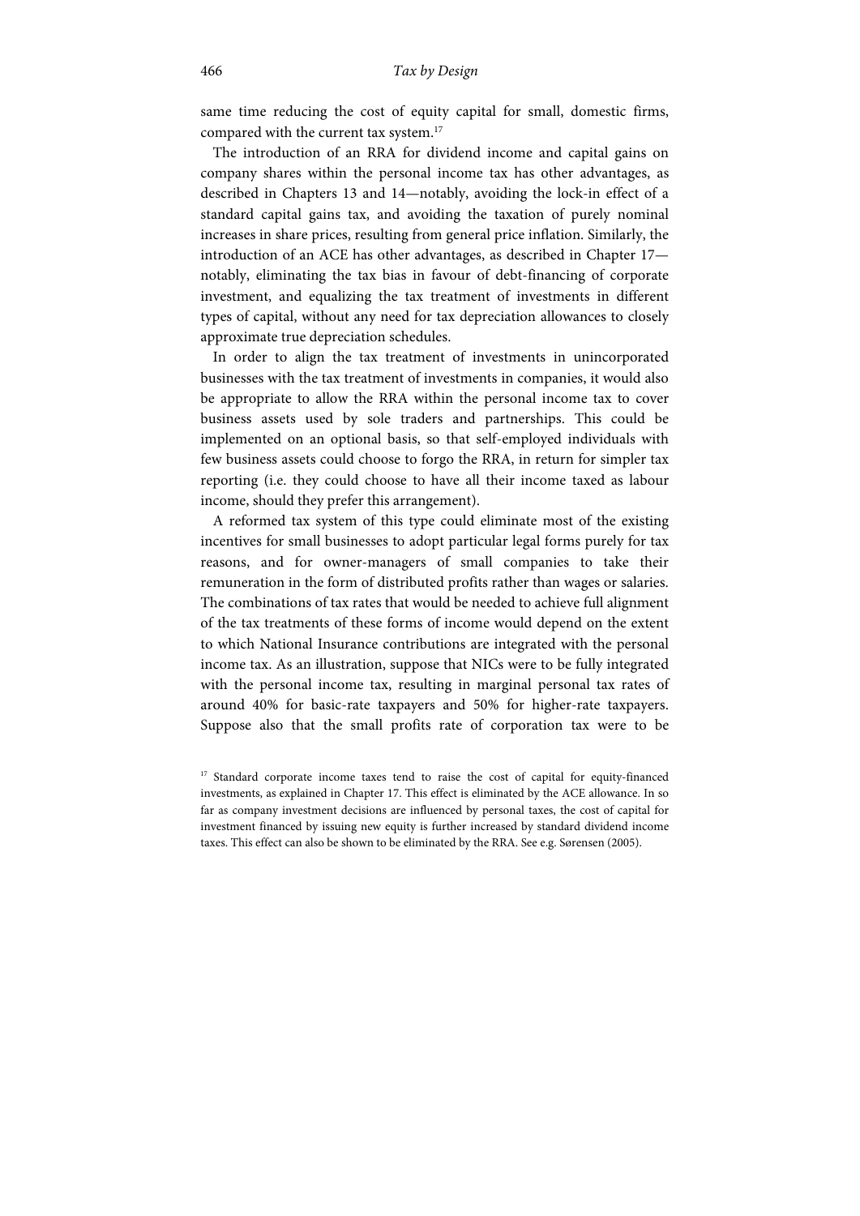same time reducing the cost of equity capital for small, domestic firms, compared with the current tax system.[17]

The introduction of an RRA for dividend income and capital gains on company shares within the personal income tax has other advantages, as described in Chapters 13 and 14—notably, avoiding the lock-in effect of a standard capital gains tax, and avoiding the taxation of purely nominal increases in share prices, resulting from general price inflation. Similarly, the introduction of an ACE has other advantages, as described in Chapter 17—notably, eliminating the tax bias in favour of debt-financing of corporate investment, and equalizing the tax treatment of investments in different types of capital, without any need for tax depreciation allowances to closely approximate true depreciation schedules.

In order to align the tax treatment of investments in unincorporated businesses with the tax treatment of investments in companies, it would also be appropriate to allow the RRA within the personal income tax to cover business assets used by sole traders and partnerships. This could be implemented on an optional basis, so that self-employed individuals with few business assets could choose to forgo the RRA, in return for simpler tax reporting (i.e. they could choose to have all their income taxed as labour income, should they prefer this arrangement).

A reformed tax system of this type could eliminate most of the existing incentives for small businesses to adopt particular legal forms purely for tax reasons, and for owner-managers of small companies to take their remuneration in the form of distributed profits rather than wages or salaries. The combinations of tax rates that would be needed to achieve full alignment of the tax treatments of these forms of income would depend on the extent to which National Insurance contributions are integrated with the personal income tax. As an illustration, suppose that NICs were to be fully integrated with the personal income tax, resulting in marginal personal tax rates of around 40% for basic-rate taxpayers and 50% for higher-rate taxpayers. Suppose also that the small profits rate of corporation tax were to be

[17] Standard corporate income taxes tend to raise the cost of capital for equity-financed investments, as explained in Chapter 17. This effect is eliminated by the ACE allowance. In so far as company investment decisions are influenced by personal taxes, the cost of capital for investment financed by issuing new equity is further increased by standard dividend income taxes. This effect can also be shown to be eliminated by the RRA. See e.g. Sørensen (2005).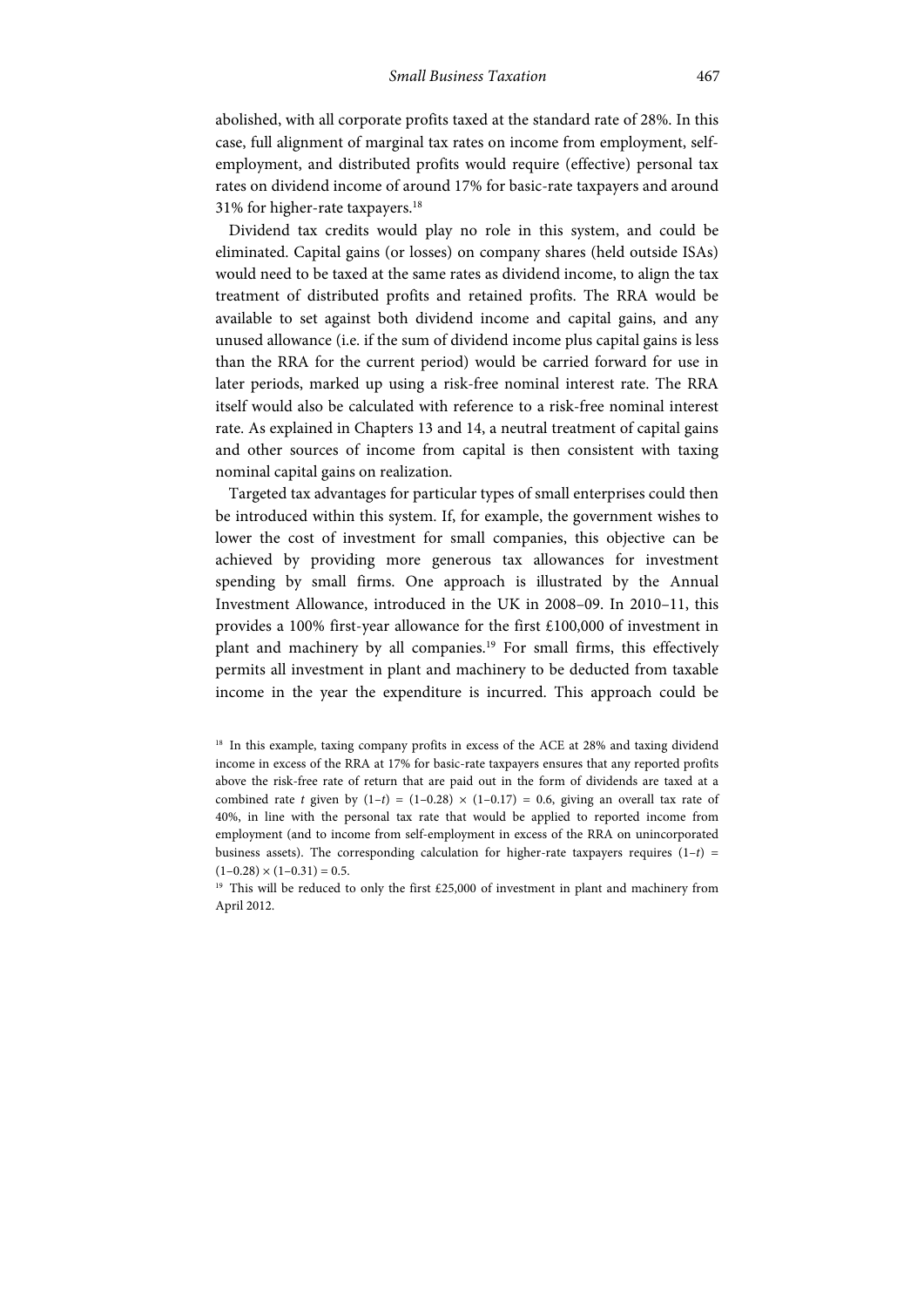abolished, with all corporate profits taxed at the standard rate of 28%. In this case, full alignment of marginal tax rates on income from employment, self-employment, and distributed profits would require (effective) personal tax rates on dividend income of around 17% for basic-rate taxpayers and around 31% for higher-rate taxpayers.[18]

Dividend tax credits would play no role in this system, and could be eliminated. Capital gains (or losses) on company shares (held outside ISAs) would need to be taxed at the same rates as dividend income, to align the tax treatment of distributed profits and retained profits. The RRA would be available to set against both dividend income and capital gains, and any unused allowance (i.e. if the sum of dividend income plus capital gains is less than the RRA for the current period) would be carried forward for use in later periods, marked up using a risk-free nominal interest rate. The RRA itself would also be calculated with reference to a risk-free nominal interest rate. As explained in Chapters 13 and 14, a neutral treatment of capital gains and other sources of income from capital is then consistent with taxing nominal capital gains on realization.

Targeted tax advantages for particular types of small enterprises could then be introduced within this system. If, for example, the government wishes to lower the cost of investment for small companies, this objective can be achieved by providing more generous tax allowances for investment spending by small firms. One approach is illustrated by the Annual Investment Allowance, introduced in the UK in 2008–09. In 2010–11, this provides a 100% first-year allowance for the first £100,000 of investment in plant and machinery by all companies.[19] For small firms, this effectively permits all investment in plant and machinery to be deducted from taxable income in the year the expenditure is incurred. This approach could be

---

[18] In this example, taxing company profits in excess of the ACE at 28% and taxing dividend income in excess of the RRA at 17% for basic-rate taxpayers ensures that any reported profits above the risk-free rate of return that are paid out in the form of dividends are taxed at a combined rate $t$ given by $(1-t) = (1-0.28) \times (1-0.17) = 0.6$, giving an overall tax rate of 40%, in line with the personal tax rate that would be applied to reported income from employment (and to income from self-employment in excess of the RRA on unincorporated business assets). The corresponding calculation for higher-rate taxpayers requires $(1-t) = (1-0.28) \times (1-0.31) = 0.5$.

[19] This will be reduced to only the first £25,000 of investment in plant and machinery from April 2012.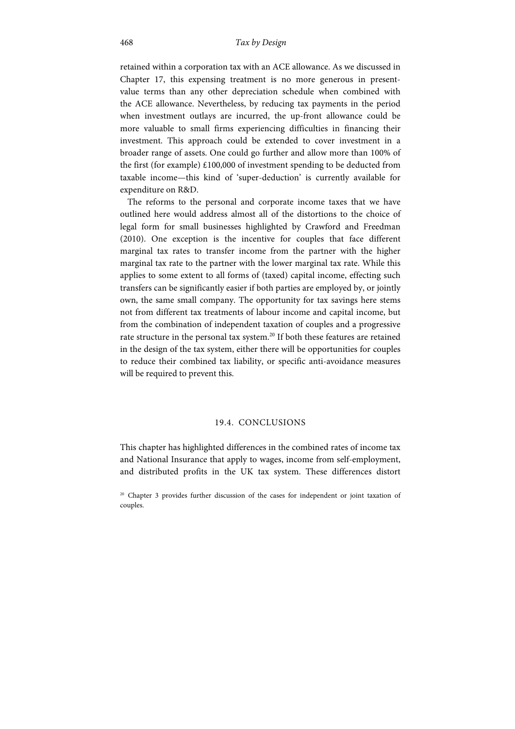retained within a corporation tax with an ACE allowance. As we discussed in Chapter 17, this expensing treatment is no more generous in present-value terms than any other depreciation schedule when combined with the ACE allowance. Nevertheless, by reducing tax payments in the period when investment outlays are incurred, the up-front allowance could be more valuable to small firms experiencing difficulties in financing their investment. This approach could be extended to cover investment in a broader range of assets. One could go further and allow more than 100% of the first (for example) £100,000 of investment spending to be deducted from taxable income—this kind of 'super-deduction' is currently available for expenditure on R&D.

The reforms to the personal and corporate income taxes that we have outlined here would address almost all of the distortions to the choice of legal form for small businesses highlighted by Crawford and Freedman (2010). One exception is the incentive for couples that face different marginal tax rates to transfer income from the partner with the higher marginal tax rate to the partner with the lower marginal tax rate. While this applies to some extent to all forms of (taxed) capital income, effecting such transfers can be significantly easier if both parties are employed by, or jointly own, the same small company. The opportunity for tax savings here stems not from different tax treatments of labour income and capital income, but from the combination of independent taxation of couples and a progressive rate structure in the personal tax system.[20] If both these features are retained in the design of the tax system, either there will be opportunities for couples to reduce their combined tax liability, or specific anti-avoidance measures will be required to prevent this.

## 19.4. CONCLUSIONS

This chapter has highlighted differences in the combined rates of income tax and National Insurance that apply to wages, income from self-employment, and distributed profits in the UK tax system. These differences distort

[20] Chapter 3 provides further discussion of the cases for independent or joint taxation of couples.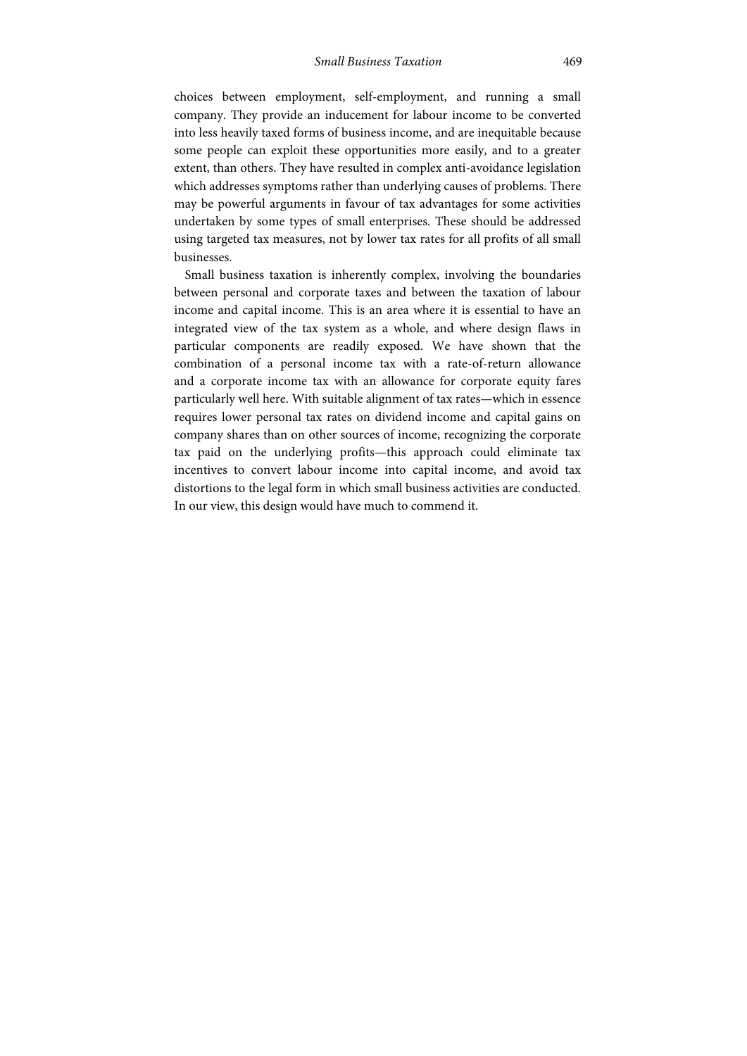choices between employment, self-employment, and running a small company. They provide an inducement for labour income to be converted into less heavily taxed forms of business income, and are inequitable because some people can exploit these opportunities more easily, and to a greater extent, than others. They have resulted in complex anti-avoidance legislation which addresses symptoms rather than underlying causes of problems. There may be powerful arguments in favour of tax advantages for some activities undertaken by some types of small enterprises. These should be addressed using targeted tax measures, not by lower tax rates for all profits of all small businesses.

Small business taxation is inherently complex, involving the boundaries between personal and corporate taxes and between the taxation of labour income and capital income. This is an area where it is essential to have an integrated view of the tax system as a whole, and where design flaws in particular components are readily exposed. We have shown that the combination of a personal income tax with a rate-of-return allowance and a corporate income tax with an allowance for corporate equity fares particularly well here. With suitable alignment of tax rates—which in essence requires lower personal tax rates on dividend income and capital gains on company shares than on other sources of income, recognizing the corporate tax paid on the underlying profits—this approach could eliminate tax incentives to convert labour income into capital income, and avoid tax distortions to the legal form in which small business activities are conducted. In our view, this design would have much to commend it.